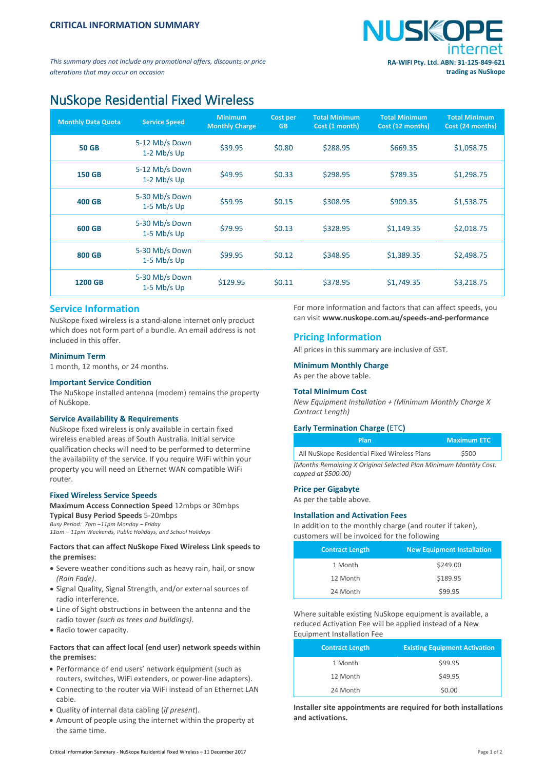# CRITICAL INFORMATION SUMMARY

*This summary does not include any promotional offers, discounts or price alterations that may occur on occasion*

**RA-WIFI Pty. Ltd. ABN: 31-125-849-621**
**trading as NuSkope**

# NuSkope Residential Fixed Wireless

| Monthly Data Quota | Service Speed | Minimum Monthly Charge | Cost per GB | Total Minimum Cost (1 month) | Total Minimum Cost (12 months) | Total Minimum Cost (24 months) |
|---|---|---|---|---|---|---|
| **50 GB** | 5-12 Mb/s Down 1-2 Mb/s Up | $39.95 | $0.80 | $288.95 | $669.35 | $1,058.75 |
| **150 GB** | 5-12 Mb/s Down 1-2 Mb/s Up | $49.95 | $0.33 | $298.95 | $789.35 | $1,298.75 |
| **400 GB** | 5-30 Mb/s Down 1-5 Mb/s Up | $59.95 | $0.15 | $308.95 | $909.35 | $1,538.75 |
| **600 GB** | 5-30 Mb/s Down 1-5 Mb/s Up | $79.95 | $0.13 | $328.95 | $1,149.35 | $2,018.75 |
| **800 GB** | 5-30 Mb/s Down 1-5 Mb/s Up | $99.95 | $0.12 | $348.95 | $1,389.35 | $2,498.75 |
| **1200 GB** | 5-30 Mb/s Down 1-5 Mb/s Up | $129.95 | $0.11 | $378.95 | $1,749.35 | $3,218.75 |

## Service Information

NuSkope fixed wireless is a stand-alone internet only product which does not form part of a bundle. An email address is not included in this offer.

### Minimum Term

1 month, 12 months, or 24 months.

### Important Service Condition

The NuSkope installed antenna (modem) remains the property of NuSkope.

### Service Availability & Requirements

NuSkope fixed wireless is only available in certain fixed wireless enabled areas of South Australia. Initial service qualification checks will need to be performed to determine the availability of the service. If you require WiFi within your property you will need an Ethernet WAN compatible WiFi router.

### Fixed Wireless Service Speeds

**Maximum Access Connection Speed** 12mbps or 30mbps
**Typical Busy Period Speeds** 5-20mbps
*Busy Period: 7pm –11pm Monday – Friday*
*11am – 11pm Weekends, Public Holidays, and School Holidays*

**Factors that can affect NuSkope Fixed Wireless Link speeds to the premises:**

- Severe weather conditions such as heavy rain, hail, or snow *(Rain Fade)*.
- Signal Quality, Signal Strength, and/or external sources of radio interference.
- Line of Sight obstructions in between the antenna and the radio tower *(such as trees and buildings)*.
- Radio tower capacity.

**Factors that can affect local (end user) network speeds within the premises:**

- Performance of end users' network equipment (such as routers, switches, WiFi extenders, or power-line adapters).
- Connecting to the router via WiFi instead of an Ethernet LAN cable.
- Quality of internal data cabling (*if present*).
- Amount of people using the internet within the property at the same time.

For more information and factors that can affect speeds, you can visit **www.nuskope.com.au/speeds-and-performance**

## Pricing Information

All prices in this summary are inclusive of GST.

### Minimum Monthly Charge

As per the above table.

### Total Minimum Cost

*New Equipment Installation + (Minimum Monthly Charge X Contract Length)*

### Early Termination Charge (ETC)

| Plan | Maximum ETC |
|---|---|
| All NuSkope Residential Fixed Wireless Plans | $500 |

*(Months Remaining X Original Selected Plan Minimum Monthly Cost. capped at $500.00)*

### Price per Gigabyte

As per the table above.

### Installation and Activation Fees

In addition to the monthly charge (and router if taken), customers will be invoiced for the following

| Contract Length | New Equipment Installation |
|---|---|
| 1 Month | $249.00 |
| 12 Month | $189.95 |
| 24 Month | $99.95 |

Where suitable existing NuSkope equipment is available, a reduced Activation Fee will be applied instead of a New Equipment Installation Fee

| Contract Length | Existing Equipment Activation |
|---|---|
| 1 Month | $99.95 |
| 12 Month | $49.95 |
| 24 Month | $0.00 |

**Installer site appointments are required for both installations and activations.**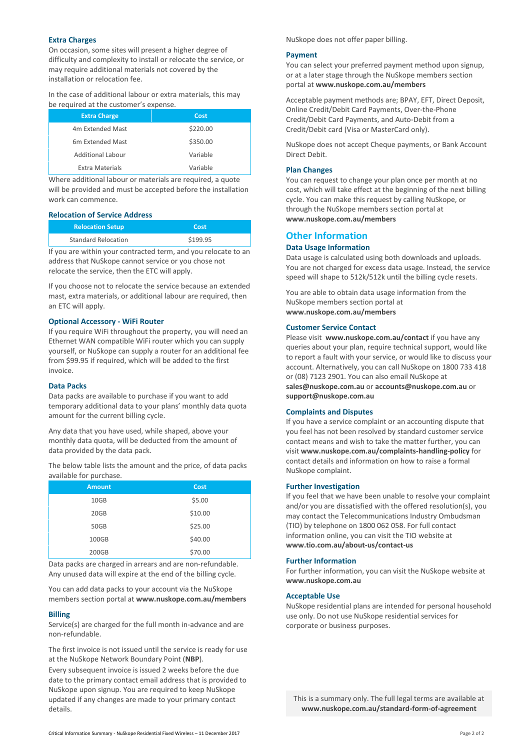### Extra Charges

On occasion, some sites will present a higher degree of difficulty and complexity to install or relocate the service, or may require additional materials not covered by the installation or relocation fee.

In the case of additional labour or extra materials, this may be required at the customer's expense.

| Extra Charge | Cost |
|---|---|
| 4m Extended Mast | $220.00 |
| 6m Extended Mast | $350.00 |
| Additional Labour | Variable |
| Extra Materials | Variable |

Where additional labour or materials are required, a quote will be provided and must be accepted before the installation work can commence.

### Relocation of Service Address

| Relocation Setup | Cost |
|---|---|
| Standard Relocation | $199.95 |

If you are within your contracted term, and you relocate to an address that NuSkope cannot service or you chose not relocate the service, then the ETC will apply.

If you choose not to relocate the service because an extended mast, extra materials, or additional labour are required, then an ETC will apply.

### Optional Accessory - WiFi Router

If you require WiFi throughout the property, you will need an Ethernet WAN compatible WiFi router which you can supply yourself, or NuSkope can supply a router for an additional fee from $99.95 if required, which will be added to the first invoice.

### Data Packs

Data packs are available to purchase if you want to add temporary additional data to your plans' monthly data quota amount for the current billing cycle.

Any data that you have used, while shaped, above your monthly data quota, will be deducted from the amount of data provided by the data pack.

The below table lists the amount and the price, of data packs available for purchase.

| Amount | Cost |
|---|---|
| 10GB | $5.00 |
| 20GB | $10.00 |
| 50GB | $25.00 |
| 100GB | $40.00 |
| 200GB | $70.00 |

Data packs are charged in arrears and are non-refundable. Any unused data will expire at the end of the billing cycle.

You can add data packs to your account via the NuSkope members section portal at **www.nuskope.com.au/members**

### Billing

Service(s) are charged for the full month in-advance and are non-refundable.

The first invoice is not issued until the service is ready for use at the NuSkope Network Boundary Point (**NBP**).

Every subsequent invoice is issued 2 weeks before the due date to the primary contact email address that is provided to NuSkope upon signup. You are required to keep NuSkope updated if any changes are made to your primary contact details.

NuSkope does not offer paper billing.

### Payment

You can select your preferred payment method upon signup, or at a later stage through the NuSkope members section portal at **www.nuskope.com.au/members**

Acceptable payment methods are; BPAY, EFT, Direct Deposit, Online Credit/Debit Card Payments, Over-the-Phone Credit/Debit Card Payments, and Auto-Debit from a Credit/Debit card (Visa or MasterCard only).

NuSkope does not accept Cheque payments, or Bank Account Direct Debit.

### Plan Changes

You can request to change your plan once per month at no cost, which will take effect at the beginning of the next billing cycle. You can make this request by calling NuSkope, or through the NuSkope members section portal at **www.nuskope.com.au/members**

## Other Information

### Data Usage Information

Data usage is calculated using both downloads and uploads. You are not charged for excess data usage. Instead, the service speed will shape to 512k/512k until the billing cycle resets.

You are able to obtain data usage information from the NuSkope members section portal at **www.nuskope.com.au/members**

### Customer Service Contact

Please visit **www.nuskope.com.au/contact** if you have any queries about your plan, require technical support, would like to report a fault with your service, or would like to discuss your account. Alternatively, you can call NuSkope on 1800 733 418 or (08) 7123 2901. You can also email NuSkope at **sales@nuskope.com.au** or **accounts@nuskope.com.au** or **support@nuskope.com.au**

### Complaints and Disputes

If you have a service complaint or an accounting dispute that you feel has not been resolved by standard customer service contact means and wish to take the matter further, you can visit **www.nuskope.com.au/complaints-handling-policy** for contact details and information on how to raise a formal NuSkope complaint.

### Further Investigation

If you feel that we have been unable to resolve your complaint and/or you are dissatisfied with the offered resolution(s), you may contact the Telecommunications Industry Ombudsman (TIO) by telephone on 1800 062 058. For full contact information online, you can visit the TIO website at **www.tio.com.au/about-us/contact-us**

### Further Information

For further information, you can visit the NuSkope website at **www.nuskope.com.au**

### Acceptable Use

NuSkope residential plans are intended for personal household use only. Do not use NuSkope residential services for corporate or business purposes.

This is a summary only. The full legal terms are available at **www.nuskope.com.au/standard-form-of-agreement**